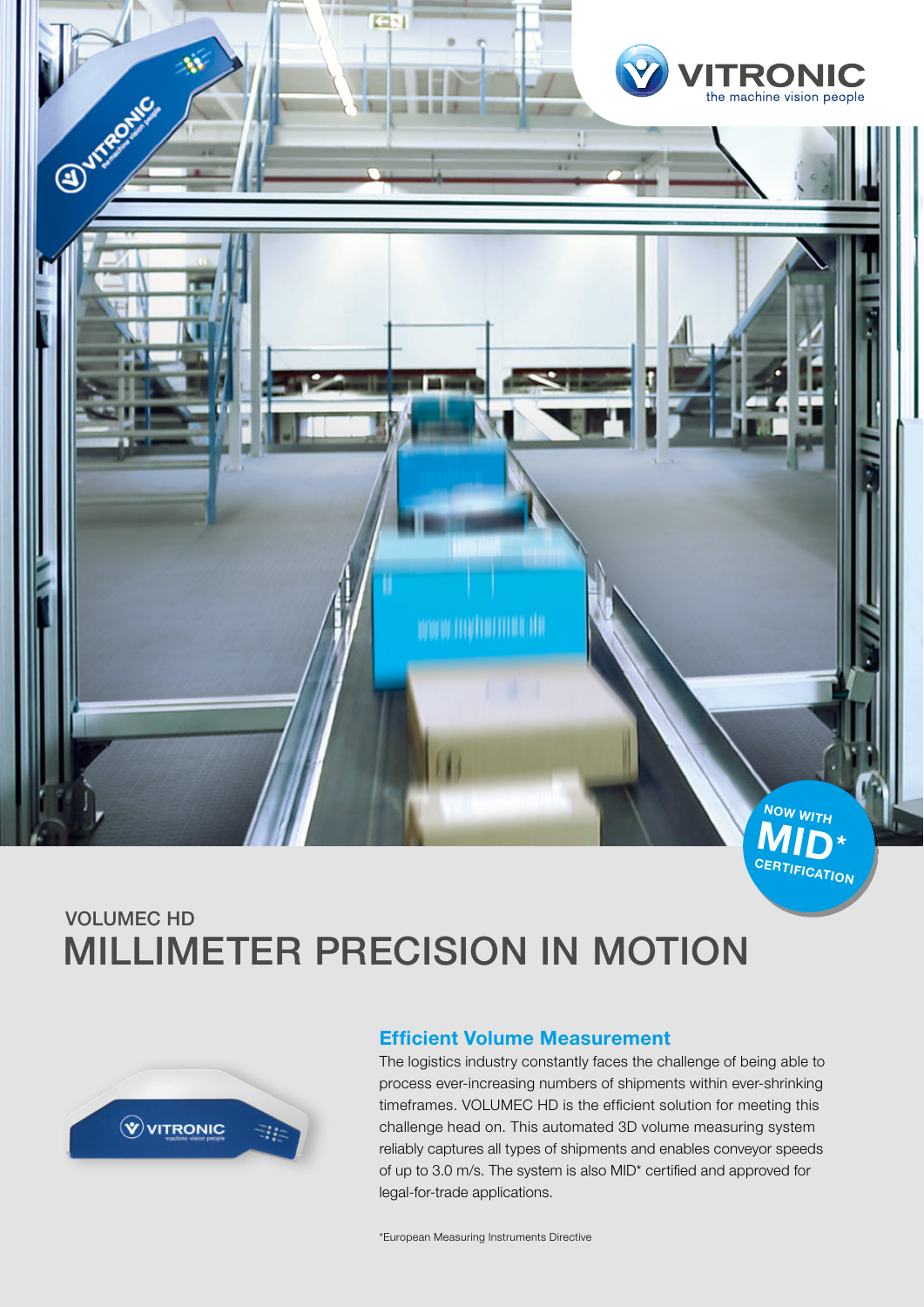VITRONIC
the machine vision people

NOW WITH MID* CERTIFICATION

VOLUMEC HD

# MILLIMETER PRECISION IN MOTION

## Efficient Volume Measurement

The logistics industry constantly faces the challenge of being able to process ever-increasing numbers of shipments within ever-shrinking timeframes. VOLUMEC HD is the efficient solution for meeting this challenge head on. This automated 3D volume measuring system reliably captures all types of shipments and enables conveyor speeds of up to 3.0 m/s. The system is also MID* certified and approved for legal-for-trade applications.

*European Measuring Instruments Directive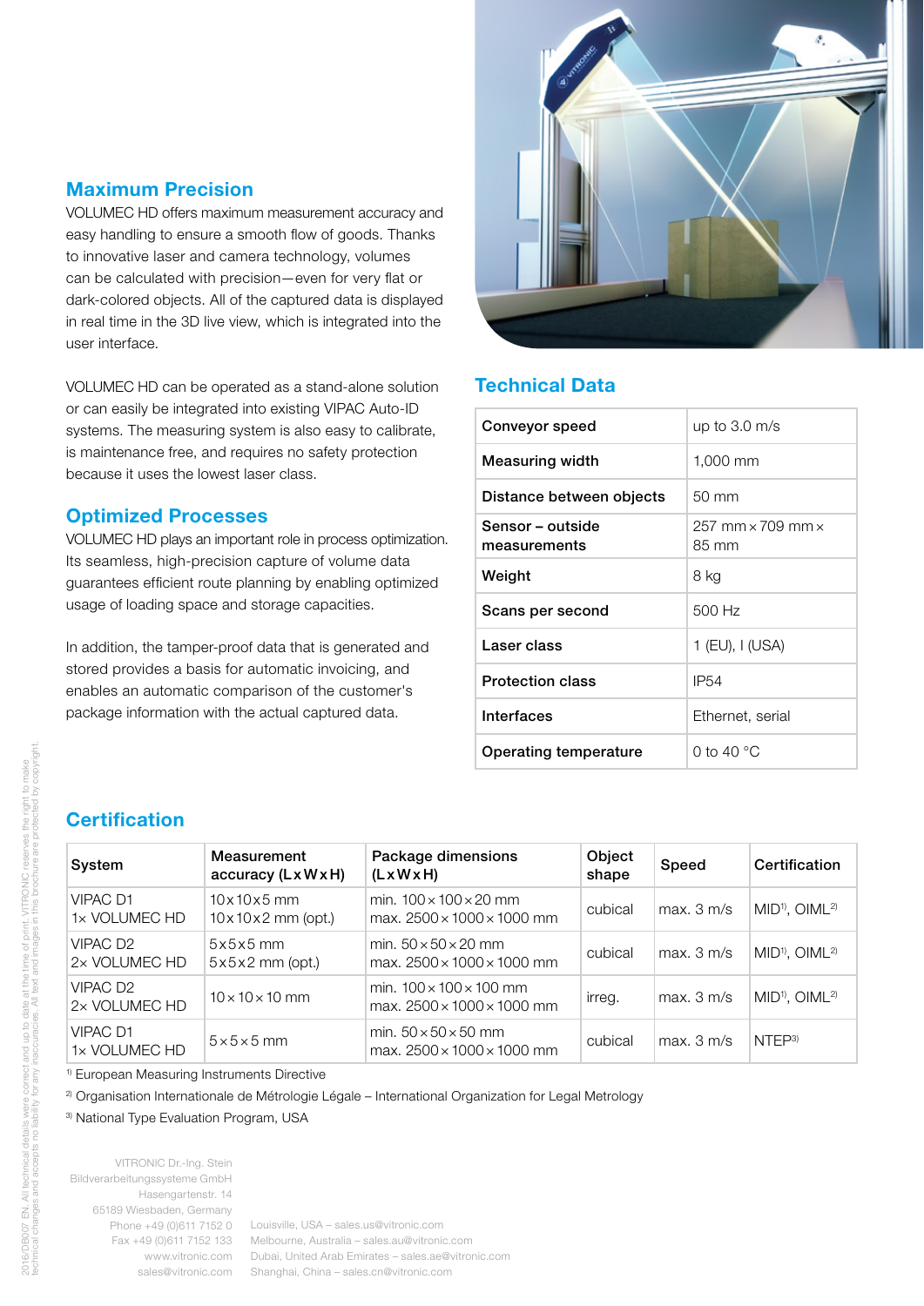## Maximum Precision

VOLUMEC HD offers maximum measurement accuracy and easy handling to ensure a smooth flow of goods. Thanks to innovative laser and camera technology, volumes can be calculated with precision—even for very flat or dark-colored objects. All of the captured data is displayed in real time in the 3D live view, which is integrated into the user interface.

VOLUMEC HD can be operated as a stand-alone solution or can easily be integrated into existing VIPAC Auto-ID systems. The measuring system is also easy to calibrate, is maintenance free, and requires no safety protection because it uses the lowest laser class.

## Optimized Processes

VOLUMEC HD plays an important role in process optimization. Its seamless, high-precision capture of volume data guarantees efficient route planning by enabling optimized usage of loading space and storage capacities.

In addition, the tamper-proof data that is generated and stored provides a basis for automatic invoicing, and enables an automatic comparison of the customer's package information with the actual captured data.

## Technical Data

| | |
|---|---|
| **Conveyor speed** | up to 3.0 m/s |
| **Measuring width** | 1,000 mm |
| **Distance between objects** | 50 mm |
| **Sensor – outside measurements** | 257 mm × 709 mm × 85 mm |
| **Weight** | 8 kg |
| **Scans per second** | 500 Hz |
| **Laser class** | 1 (EU), I (USA) |
| **Protection class** | IP54 |
| **Interfaces** | Ethernet, serial |
| **Operating temperature** | 0 to 40 °C |

## Certification

| System | Measurement accuracy (L x W x H) | Package dimensions (L x W x H) | Object shape | Speed | Certification |
|---|---|---|---|---|---|
| VIPAC D1<br>1× VOLUMEC HD | 10x10x5 mm<br>10x10x2 mm (opt.) | min. 100 × 100 × 20 mm<br>max. 2500 × 1000 × 1000 mm | cubical | max. 3 m/s | MID[1], OIML[2] |
| VIPAC D2<br>2× VOLUMEC HD | 5x5x5 mm<br>5x5x2 mm (opt.) | min. 50 × 50 × 20 mm<br>max. 2500 × 1000 × 1000 mm | cubical | max. 3 m/s | MID[1], OIML[2] |
| VIPAC D2<br>2× VOLUMEC HD | 10 × 10 × 10 mm | min. 100 × 100 × 100 mm<br>max. 2500 × 1000 × 1000 mm | irreg. | max. 3 m/s | MID[1], OIML[2] |
| VIPAC D1<br>1× VOLUMEC HD | 5 × 5 × 5 mm | min. 50 × 50 × 50 mm<br>max. 2500 × 1000 × 1000 mm | cubical | max. 3 m/s | NTEP[3] |

[1] European Measuring Instruments Directive
[2] Organisation Internationale de Métrologie Légale – International Organization for Legal Metrology
[3] National Type Evaluation Program, USA

VITRONIC Dr.-Ing. Stein
Bildverarbeitungssysteme GmbH
Hasengartenstr. 14
65189 Wiesbaden, Germany
Phone +49 (0)611 7152 0
Fax +49 (0)611 7152 133
www.vitronic.com
sales@vitronic.com

Louisville, USA – sales.us@vitronic.com
Melbourne, Australia – sales.au@vitronic.com
Dubai, United Arab Emirates – sales.ae@vitronic.com
Shanghai, China – sales.cn@vitronic.com

2016/DB007 EN. All technical details were correct and up to date at the time of print. VITRONIC reserves the right to make technical changes and accepts no liability for any inaccuracies. All text and images in this brochure are protected by copyright.